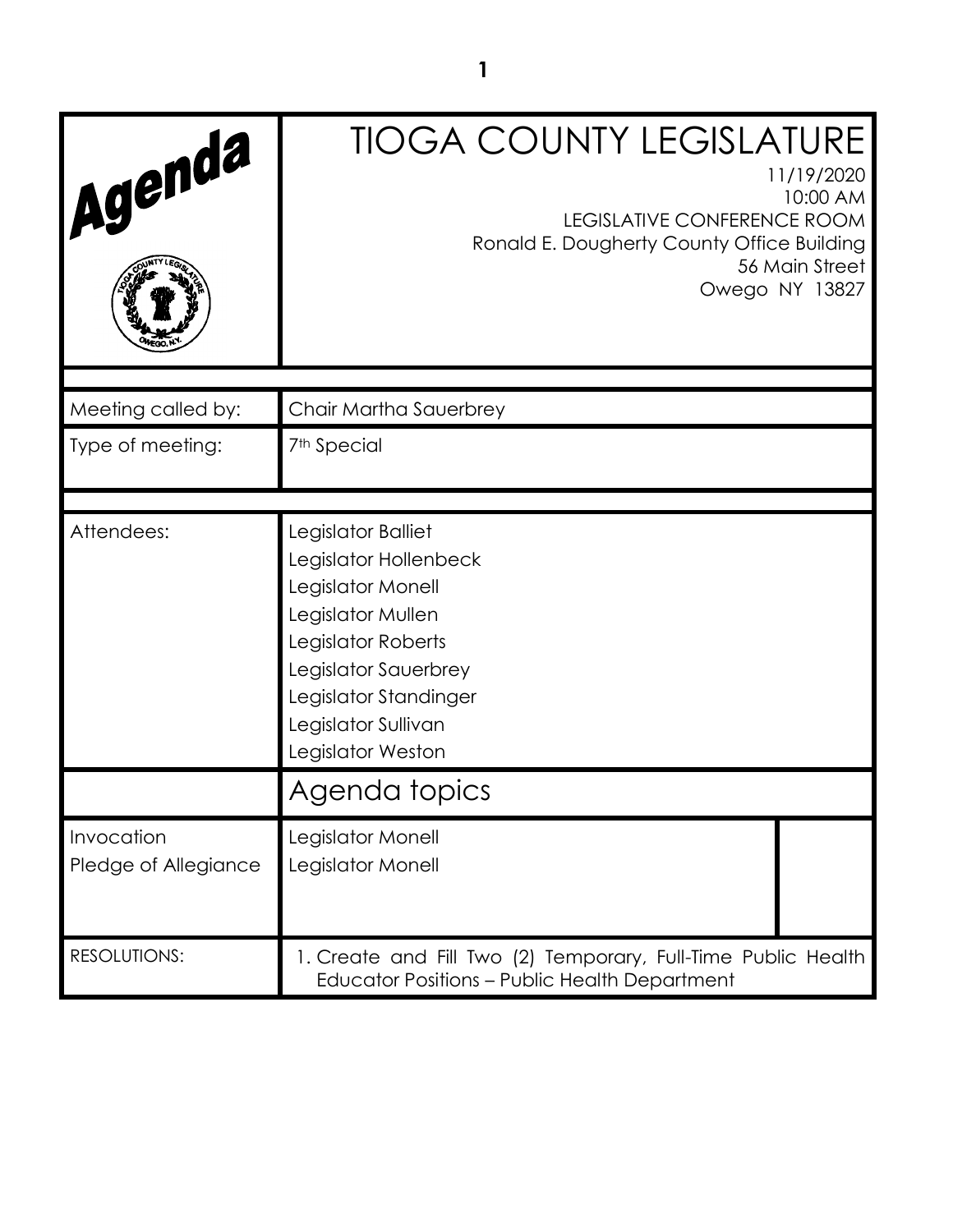# Agenda

# TIOGA COUNTY LEGISLATURE

11/19/2020
10:00 AM
LEGISLATIVE CONFERENCE ROOM
Ronald E. Dougherty County Office Building
56 Main Street
Owego NY 13827

| | |
|---|---|
| Meeting called by: | Chair Martha Sauerbrey |
| Type of meeting: | 7th Special |

| | |
|---|---|
| Attendees: | Legislator Balliet<br>Legislator Hollenbeck<br>Legislator Monell<br>Legislator Mullen<br>Legislator Roberts<br>Legislator Sauerbrey<br>Legislator Standinger<br>Legislator Sullivan<br>Legislator Weston |

## Agenda topics

| | |
|---|---|
| Invocation | Legislator Monell |
| Pledge of Allegiance | Legislator Monell |
| RESOLUTIONS: | 1. Create and Fill Two (2) Temporary, Full-Time Public Health Educator Positions – Public Health Department |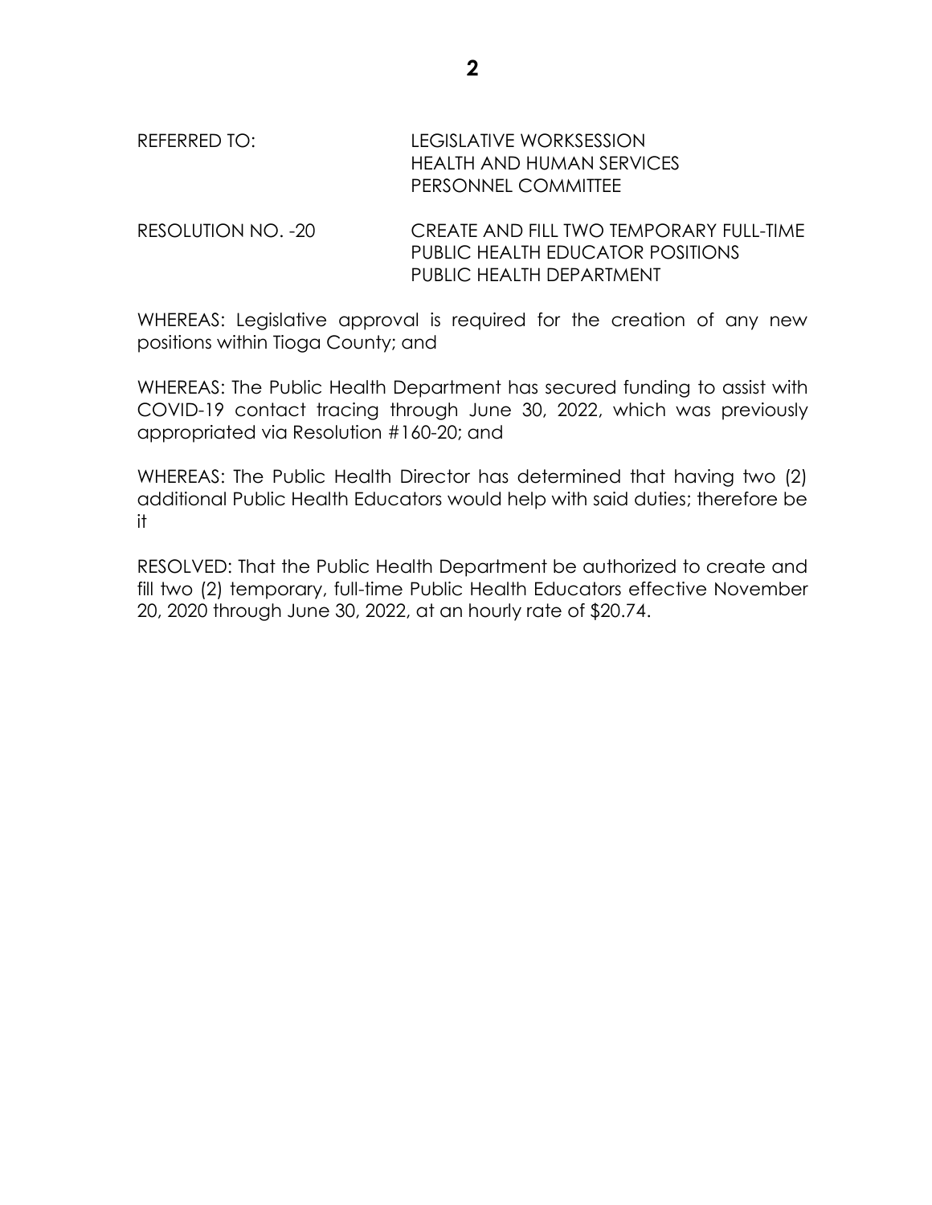REFERRED TO: LEGISLATIVE WORKSESSION
HEALTH AND HUMAN SERVICES
PERSONNEL COMMITTEE

RESOLUTION NO. -20 CREATE AND FILL TWO TEMPORARY FULL-TIME PUBLIC HEALTH EDUCATOR POSITIONS PUBLIC HEALTH DEPARTMENT

WHEREAS: Legislative approval is required for the creation of any new positions within Tioga County; and

WHEREAS: The Public Health Department has secured funding to assist with COVID-19 contact tracing through June 30, 2022, which was previously appropriated via Resolution #160-20; and

WHEREAS: The Public Health Director has determined that having two (2) additional Public Health Educators would help with said duties; therefore be it

RESOLVED: That the Public Health Department be authorized to create and fill two (2) temporary, full-time Public Health Educators effective November 20, 2020 through June 30, 2022, at an hourly rate of $20.74.